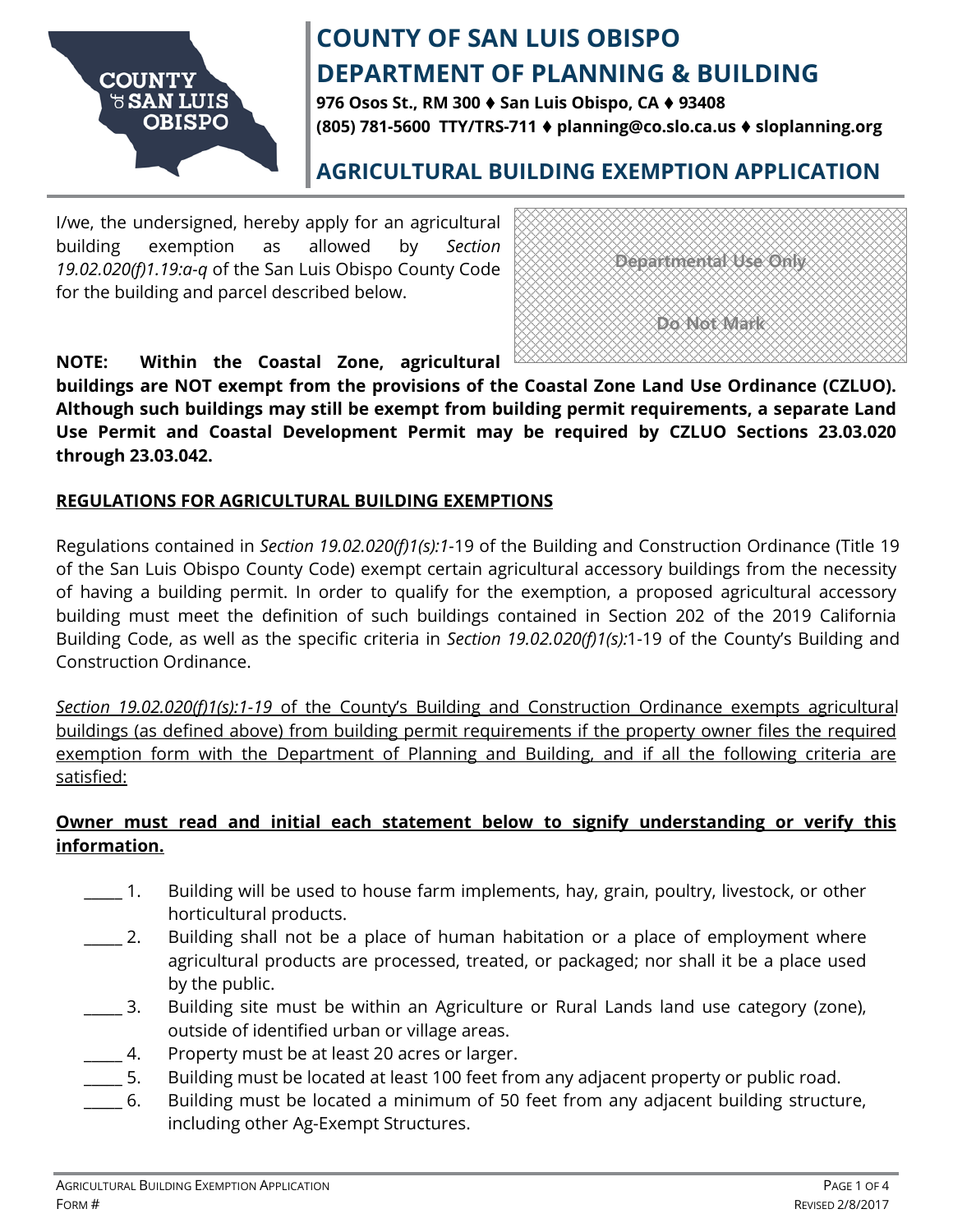# COUNTY OF SAN LUIS OBISPO
# DEPARTMENT OF PLANNING & BUILDING

**976 Osos St., RM 300 ♦ San Luis Obispo, CA ♦ 93408**
**(805) 781-5600 TTY/TRS-711 ♦ planning@co.slo.ca.us ♦ sloplanning.org**

## AGRICULTURAL BUILDING EXEMPTION APPLICATION

I/we, the undersigned, hereby apply for an agricultural building exemption as allowed by *Section 19.02.020(f)1.19:a-q* of the San Luis Obispo County Code for the building and parcel described below.

Departmental Use Only

Do Not Mark

**NOTE: Within the Coastal Zone, agricultural buildings are NOT exempt from the provisions of the Coastal Zone Land Use Ordinance (CZLUO). Although such buildings may still be exempt from building permit requirements, a separate Land Use Permit and Coastal Development Permit may be required by CZLUO Sections 23.03.020 through 23.03.042.**

### REGULATIONS FOR AGRICULTURAL BUILDING EXEMPTIONS

Regulations contained in *Section 19.02.020(f)1(s):1*-19 of the Building and Construction Ordinance (Title 19 of the San Luis Obispo County Code) exempt certain agricultural accessory buildings from the necessity of having a building permit. In order to qualify for the exemption, a proposed agricultural accessory building must meet the definition of such buildings contained in Section 202 of the 2019 California Building Code, as well as the specific criteria in *Section 19.02.020(f)1(s):*1-19 of the County's Building and Construction Ordinance.

*Section 19.02.020(f)1(s):1-19* of the County's Building and Construction Ordinance exempts agricultural buildings (as defined above) from building permit requirements if the property owner files the required exemption form with the Department of Planning and Building, and if all the following criteria are satisfied:

**Owner must read and initial each statement below to signify understanding or verify this information.**

_____ 1. Building will be used to house farm implements, hay, grain, poultry, livestock, or other horticultural products.

_____ 2. Building shall not be a place of human habitation or a place of employment where agricultural products are processed, treated, or packaged; nor shall it be a place used by the public.

_____ 3. Building site must be within an Agriculture or Rural Lands land use category (zone), outside of identified urban or village areas.

_____ 4. Property must be at least 20 acres or larger.

_____ 5. Building must be located at least 100 feet from any adjacent property or public road.

_____ 6. Building must be located a minimum of 50 feet from any adjacent building structure, including other Ag-Exempt Structures.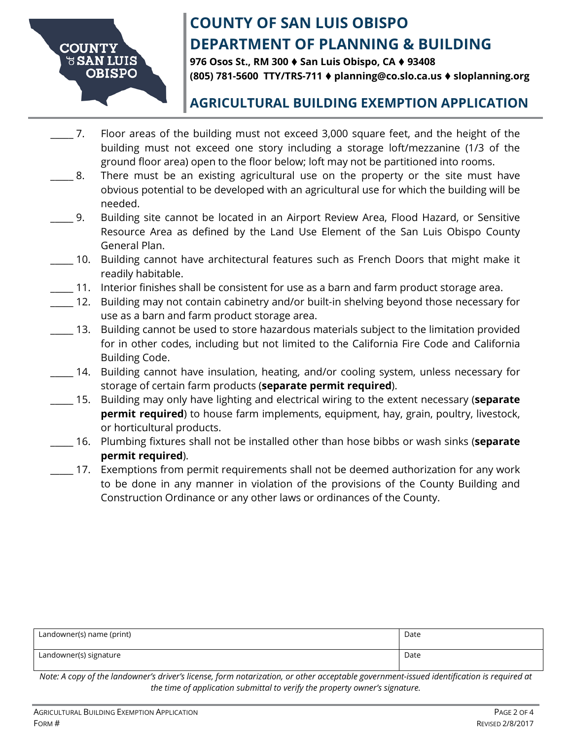# COUNTY OF SAN LUIS OBISPO
# DEPARTMENT OF PLANNING & BUILDING

**976 Osos St., RM 300 ♦ San Luis Obispo, CA ♦ 93408**
**(805) 781-5600 TTY/TRS-711 ♦ planning@co.slo.ca.us ♦ sloplanning.org**

## AGRICULTURAL BUILDING EXEMPTION APPLICATION

_____ 7. Floor areas of the building must not exceed 3,000 square feet, and the height of the building must not exceed one story including a storage loft/mezzanine (1/3 of the ground floor area) open to the floor below; loft may not be partitioned into rooms.

_____ 8. There must be an existing agricultural use on the property or the site must have obvious potential to be developed with an agricultural use for which the building will be needed.

_____ 9. Building site cannot be located in an Airport Review Area, Flood Hazard, or Sensitive Resource Area as defined by the Land Use Element of the San Luis Obispo County General Plan.

_____ 10. Building cannot have architectural features such as French Doors that might make it readily habitable.

_____ 11. Interior finishes shall be consistent for use as a barn and farm product storage area.

_____ 12. Building may not contain cabinetry and/or built-in shelving beyond those necessary for use as a barn and farm product storage area.

_____ 13. Building cannot be used to store hazardous materials subject to the limitation provided for in other codes, including but not limited to the California Fire Code and California Building Code.

_____ 14. Building cannot have insulation, heating, and/or cooling system, unless necessary for storage of certain farm products (**separate permit required**).

_____ 15. Building may only have lighting and electrical wiring to the extent necessary (**separate permit required**) to house farm implements, equipment, hay, grain, poultry, livestock, or horticultural products.

_____ 16. Plumbing fixtures shall not be installed other than hose bibbs or wash sinks (**separate permit required**).

_____ 17. Exemptions from permit requirements shall not be deemed authorization for any work to be done in any manner in violation of the provisions of the County Building and Construction Ordinance or any other laws or ordinances of the County.

| Landowner(s) name (print) | Date |
|---|---|
| Landowner(s) signature | Date |

*Note: A copy of the landowner's driver's license, form notarization, or other acceptable government-issued identification is required at the time of application submittal to verify the property owner's signature.*

Form #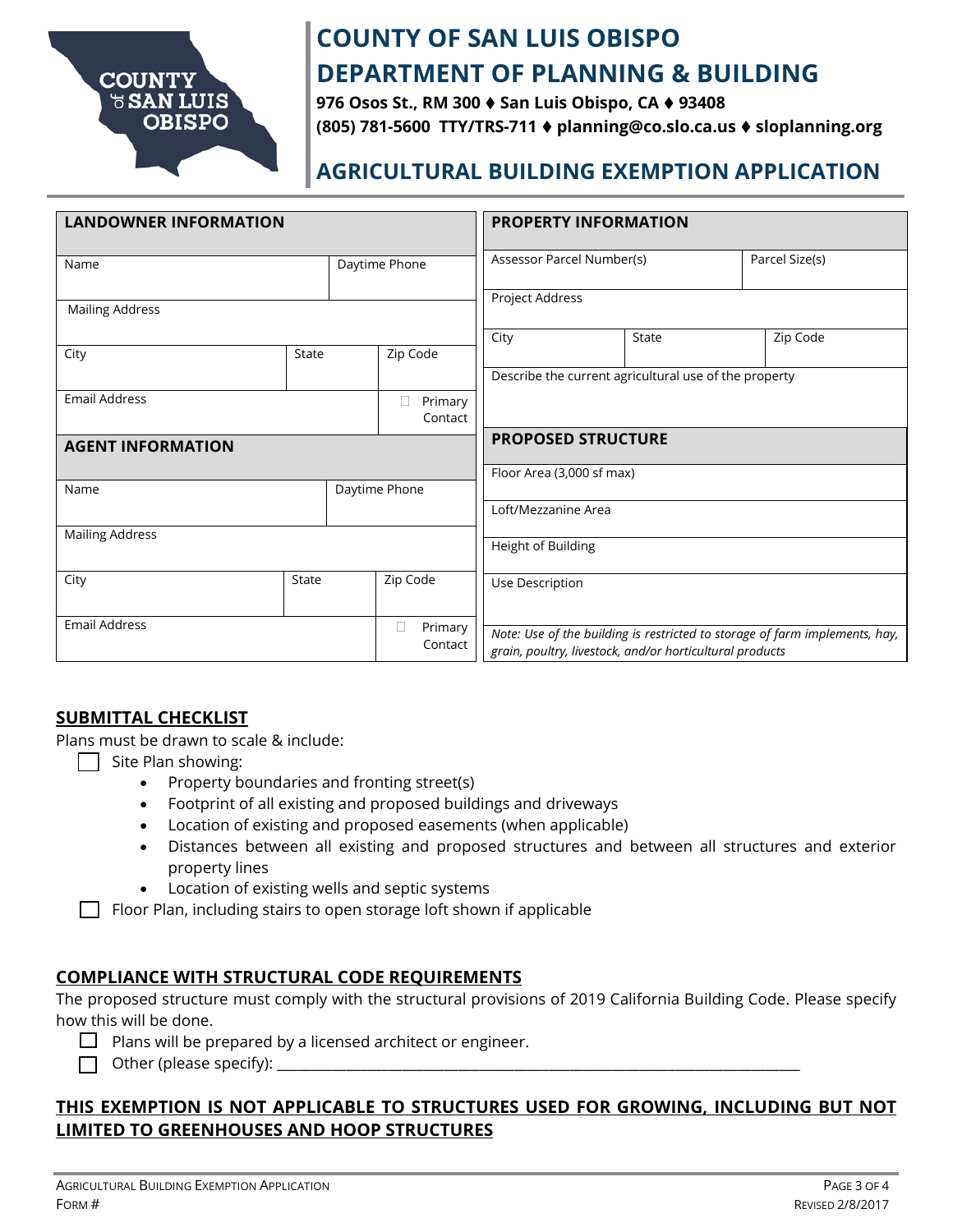# COUNTY OF SAN LUIS OBISPO
# DEPARTMENT OF PLANNING & BUILDING

**976 Osos St., RM 300 ♦ San Luis Obispo, CA ♦ 93408**
**(805) 781-5600 TTY/TRS-711 ♦ planning@co.slo.ca.us ♦ sloplanning.org**

## AGRICULTURAL BUILDING EXEMPTION APPLICATION

| **LANDOWNER INFORMATION** | | |
|---|---|---|
| Name | | Daytime Phone |
| Mailing Address | | |
| City | State | Zip Code |
| Email Address | | ☐ Primary Contact |

| **AGENT INFORMATION** | | |
|---|---|---|
| Name | | Daytime Phone |
| Mailing Address | | |
| City | State | Zip Code |
| Email Address | | ☐ Primary Contact |

| **PROPERTY INFORMATION** | | |
|---|---|---|
| Assessor Parcel Number(s) | | Parcel Size(s) |
| Project Address | | |
| City | State | Zip Code |
| Describe the current agricultural use of the property | | |

| **PROPOSED STRUCTURE** |
|---|
| Floor Area (3,000 sf max) |
| Loft/Mezzanine Area |
| Height of Building |
| Use Description |
| *Note: Use of the building is restricted to storage of farm implements, hay, grain, poultry, livestock, and/or horticultural products* |

## SUBMITTAL CHECKLIST

Plans must be drawn to scale & include:

☐ Site Plan showing:

- Property boundaries and fronting street(s)
- Footprint of all existing and proposed buildings and driveways
- Location of existing and proposed easements (when applicable)
- Distances between all existing and proposed structures and between all structures and exterior property lines
- Location of existing wells and septic systems

☐ Floor Plan, including stairs to open storage loft shown if applicable

## COMPLIANCE WITH STRUCTURAL CODE REQUIREMENTS

The proposed structure must comply with the structural provisions of 2019 California Building Code. Please specify how this will be done.

☐ Plans will be prepared by a licensed architect or engineer.

☐ Other (please specify): ______________________________________________________________________

## THIS EXEMPTION IS NOT APPLICABLE TO STRUCTURES USED FOR GROWING, INCLUDING BUT NOT LIMITED TO GREENHOUSES AND HOOP STRUCTURES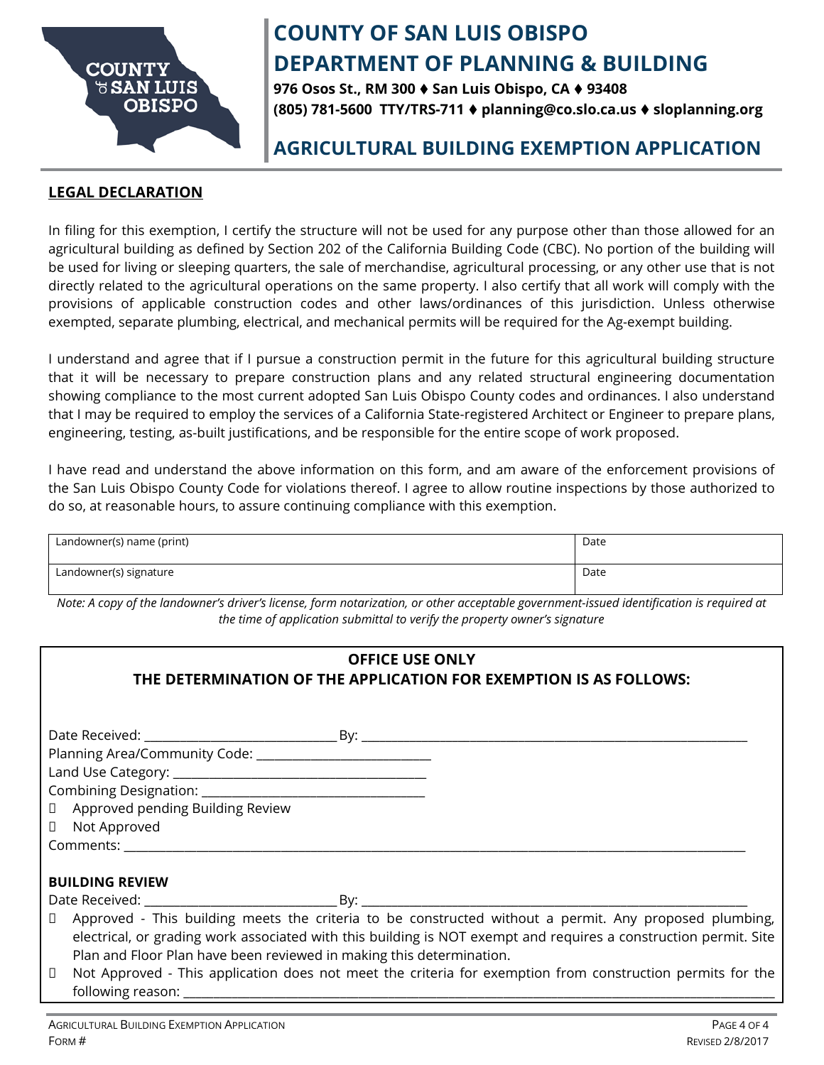# COUNTY OF SAN LUIS OBISPO
# DEPARTMENT OF PLANNING & BUILDING

**976 Osos St., RM 300 ♦ San Luis Obispo, CA ♦ 93408**
**(805) 781-5600 TTY/TRS-711 ♦ planning@co.slo.ca.us ♦ sloplanning.org**

## AGRICULTURAL BUILDING EXEMPTION APPLICATION

### LEGAL DECLARATION

In filing for this exemption, I certify the structure will not be used for any purpose other than those allowed for an agricultural building as defined by Section 202 of the California Building Code (CBC). No portion of the building will be used for living or sleeping quarters, the sale of merchandise, agricultural processing, or any other use that is not directly related to the agricultural operations on the same property. I also certify that all work will comply with the provisions of applicable construction codes and other laws/ordinances of this jurisdiction. Unless otherwise exempted, separate plumbing, electrical, and mechanical permits will be required for the Ag-exempt building.

I understand and agree that if I pursue a construction permit in the future for this agricultural building structure that it will be necessary to prepare construction plans and any related structural engineering documentation showing compliance to the most current adopted San Luis Obispo County codes and ordinances. I also understand that I may be required to employ the services of a California State-registered Architect or Engineer to prepare plans, engineering, testing, as-built justifications, and be responsible for the entire scope of work proposed.

I have read and understand the above information on this form, and am aware of the enforcement provisions of the San Luis Obispo County Code for violations thereof. I agree to allow routine inspections by those authorized to do so, at reasonable hours, to assure continuing compliance with this exemption.

| | |
|---|---|
| Landowner(s) name (print) | Date |
| Landowner(s) signature | Date |

*Note: A copy of the landowner's driver's license, form notarization, or other acceptable government-issued identification is required at the time of application submittal to verify the property owner's signature*

**OFFICE USE ONLY**
**THE DETERMINATION OF THE APPLICATION FOR EXEMPTION IS AS FOLLOWS:**

Date Received: ____________________________ By: ____________________________________________________________

Planning Area/Community Code: ___________________________

Land Use Category: ____________________________________

Combining Designation: __________________________________

- ☐ Approved pending Building Review
- ☐ Not Approved

Comments: ____________________________________________________________________________________________

**BUILDING REVIEW**

Date Received: ____________________________ By: ____________________________________________________________

- ☐ Approved - This building meets the criteria to be constructed without a permit. Any proposed plumbing, electrical, or grading work associated with this building is NOT exempt and requires a construction permit. Site Plan and Floor Plan have been reviewed in making this determination.
- ☐ Not Approved - This application does not meet the criteria for exemption from construction permits for the following reason: ____________________________________________________________________________________

Agricultural Building Exemption Application
Form #
Revised 2/8/2017